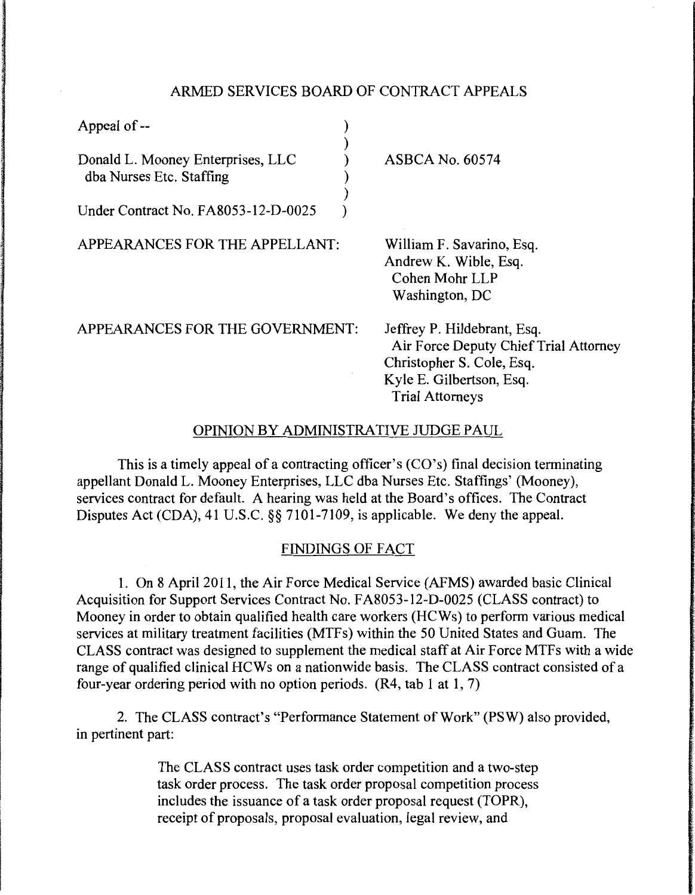ARMED SERVICES BOARD OF CONTRACT APPEALS

| | |
|---|---|
| Appeal of -- | |
| Donald L. Mooney Enterprises, LLC dba Nurses Etc. Staffing | ASBCA No. 60574 |
| Under Contract No. FA8053-12-D-0025 | |

APPEARANCES FOR THE APPELLANT: William F. Savarino, Esq.
Andrew K. Wible, Esq.
Cohen Mohr LLP
Washington, DC

APPEARANCES FOR THE GOVERNMENT: Jeffrey P. Hildebrant, Esq.
Air Force Deputy Chief Trial Attorney
Christopher S. Cole, Esq.
Kyle E. Gilbertson, Esq.
Trial Attorneys

## OPINION BY ADMINISTRATIVE JUDGE PAUL

This is a timely appeal of a contracting officer's (CO's) final decision terminating appellant Donald L. Mooney Enterprises, LLC dba Nurses Etc. Staffings' (Mooney), services contract for default. A hearing was held at the Board's offices. The Contract Disputes Act (CDA), 41 U.S.C. §§ 7101-7109, is applicable. We deny the appeal.

## FINDINGS OF FACT

1. On 8 April 2011, the Air Force Medical Service (AFMS) awarded basic Clinical Acquisition for Support Services Contract No. FA8053-12-D-0025 (CLASS contract) to Mooney in order to obtain qualified health care workers (HCWs) to perform various medical services at military treatment facilities (MTFs) within the 50 United States and Guam. The CLASS contract was designed to supplement the medical staff at Air Force MTFs with a wide range of qualified clinical HCWs on a nationwide basis. The CLASS contract consisted of a four-year ordering period with no option periods. (R4, tab 1 at 1, 7)

2. The CLASS contract's "Performance Statement of Work" (PSW) also provided, in pertinent part:

> The CLASS contract uses task order competition and a two-step task order process. The task order proposal competition process includes the issuance of a task order proposal request (TOPR), receipt of proposals, proposal evaluation, legal review, and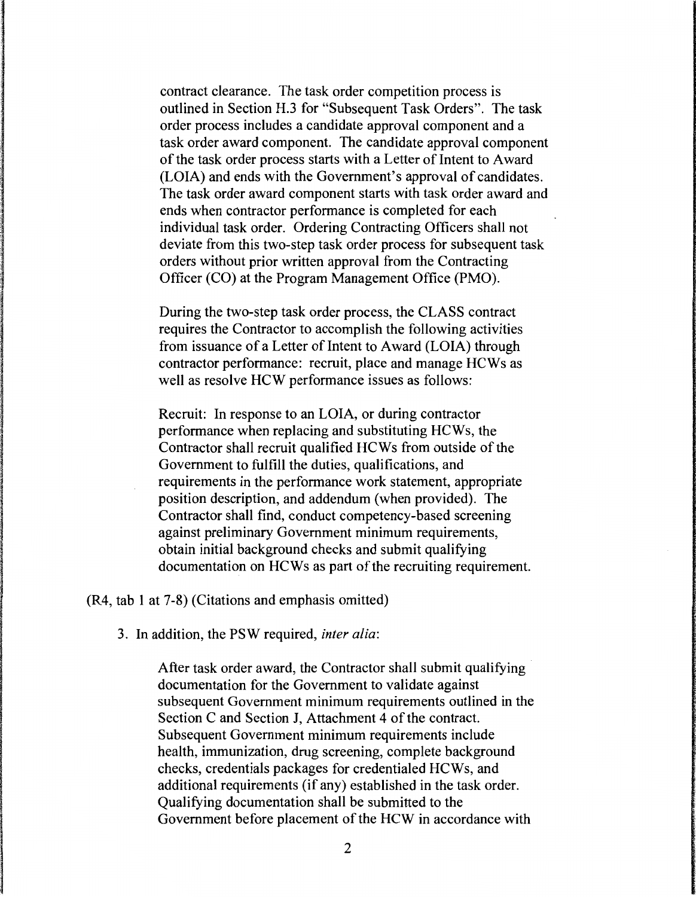> contract clearance. The task order competition process is outlined in Section H.3 for "Subsequent Task Orders". The task order process includes a candidate approval component and a task order award component. The candidate approval component of the task order process starts with a Letter of Intent to Award (LOIA) and ends with the Government's approval of candidates. The task order award component starts with task order award and ends when contractor performance is completed for each individual task order. Ordering Contracting Officers shall not deviate from this two-step task order process for subsequent task orders without prior written approval from the Contracting Officer (CO) at the Program Management Office (PMO).
>
> During the two-step task order process, the CLASS contract requires the Contractor to accomplish the following activities from issuance of a Letter of Intent to Award (LOIA) through contractor performance: recruit, place and manage HCWs as well as resolve HCW performance issues as follows:
>
> Recruit: In response to an LOIA, or during contractor performance when replacing and substituting HCWs, the Contractor shall recruit qualified HCWs from outside of the Government to fulfill the duties, qualifications, and requirements in the performance work statement, appropriate position description, and addendum (when provided). The Contractor shall find, conduct competency-based screening against preliminary Government minimum requirements, obtain initial background checks and submit qualifying documentation on HCWs as part of the recruiting requirement.

(R4, tab 1 at 7-8) (Citations and emphasis omitted)

3. In addition, the PSW required, *inter alia*:

> After task order award, the Contractor shall submit qualifying documentation for the Government to validate against subsequent Government minimum requirements outlined in the Section C and Section J, Attachment 4 of the contract. Subsequent Government minimum requirements include health, immunization, drug screening, complete background checks, credentials packages for credentialed HCWs, and additional requirements (if any) established in the task order. Qualifying documentation shall be submitted to the Government before placement of the HCW in accordance with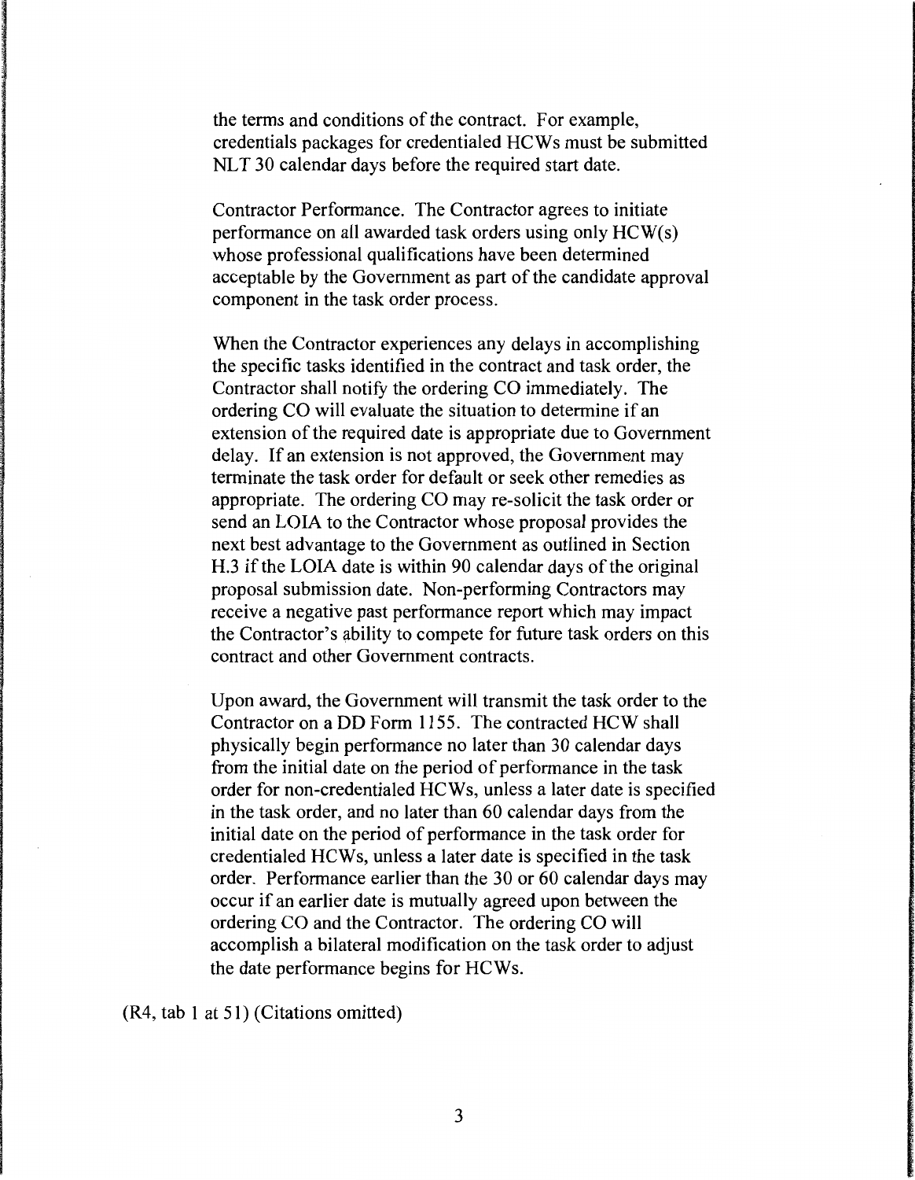the terms and conditions of the contract. For example, credentials packages for credentialed HCWs must be submitted NLT 30 calendar days before the required start date.

Contractor Performance. The Contractor agrees to initiate performance on all awarded task orders using only HCW(s) whose professional qualifications have been determined acceptable by the Government as part of the candidate approval component in the task order process.

When the Contractor experiences any delays in accomplishing the specific tasks identified in the contract and task order, the Contractor shall notify the ordering CO immediately. The ordering CO will evaluate the situation to determine if an extension of the required date is appropriate due to Government delay. If an extension is not approved, the Government may terminate the task order for default or seek other remedies as appropriate. The ordering CO may re-solicit the task order or send an LOIA to the Contractor whose proposal provides the next best advantage to the Government as outlined in Section H.3 if the LOIA date is within 90 calendar days of the original proposal submission date. Non-performing Contractors may receive a negative past performance report which may impact the Contractor's ability to compete for future task orders on this contract and other Government contracts.

Upon award, the Government will transmit the task order to the Contractor on a DD Form 1155. The contracted HCW shall physically begin performance no later than 30 calendar days from the initial date on the period of performance in the task order for non-credentialed HCWs, unless a later date is specified in the task order, and no later than 60 calendar days from the initial date on the period of performance in the task order for credentialed HCWs, unless a later date is specified in the task order. Performance earlier than the 30 or 60 calendar days may occur if an earlier date is mutually agreed upon between the ordering CO and the Contractor. The ordering CO will accomplish a bilateral modification on the task order to adjust the date performance begins for HCWs.

(R4, tab 1 at 51) (Citations omitted)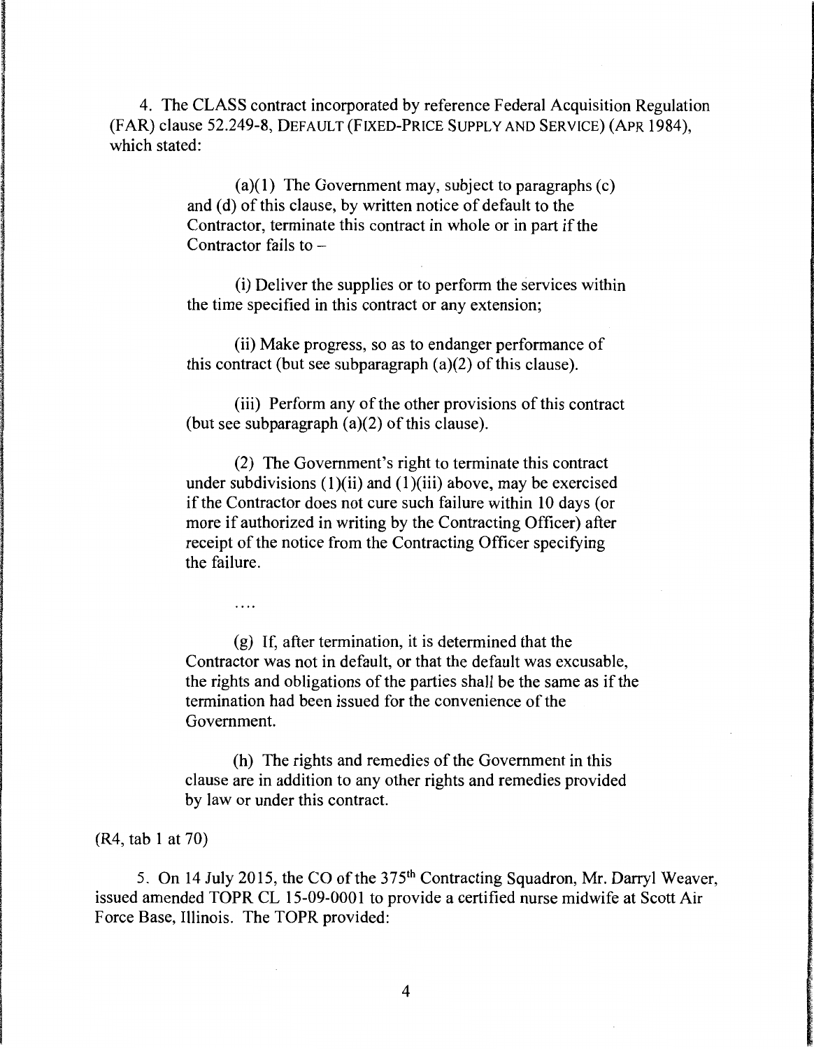4. The CLASS contract incorporated by reference Federal Acquisition Regulation (FAR) clause 52.249-8, DEFAULT (FIXED-PRICE SUPPLY AND SERVICE) (APR 1984), which stated:

> (a)(1) The Government may, subject to paragraphs (c) and (d) of this clause, by written notice of default to the Contractor, terminate this contract in whole or in part if the Contractor fails to –
>
> (i) Deliver the supplies or to perform the services within the time specified in this contract or any extension;
>
> (ii) Make progress, so as to endanger performance of this contract (but see subparagraph (a)(2) of this clause).
>
> (iii) Perform any of the other provisions of this contract (but see subparagraph (a)(2) of this clause).
>
> (2) The Government's right to terminate this contract under subdivisions (1)(ii) and (1)(iii) above, may be exercised if the Contractor does not cure such failure within 10 days (or more if authorized in writing by the Contracting Officer) after receipt of the notice from the Contracting Officer specifying the failure.
>
> ....
>
> (g) If, after termination, it is determined that the Contractor was not in default, or that the default was excusable, the rights and obligations of the parties shall be the same as if the termination had been issued for the convenience of the Government.
>
> (h) The rights and remedies of the Government in this clause are in addition to any other rights and remedies provided by law or under this contract.

(R4, tab 1 at 70)

5. On 14 July 2015, the CO of the 375th Contracting Squadron, Mr. Darryl Weaver, issued amended TOPR CL 15-09-0001 to provide a certified nurse midwife at Scott Air Force Base, Illinois. The TOPR provided: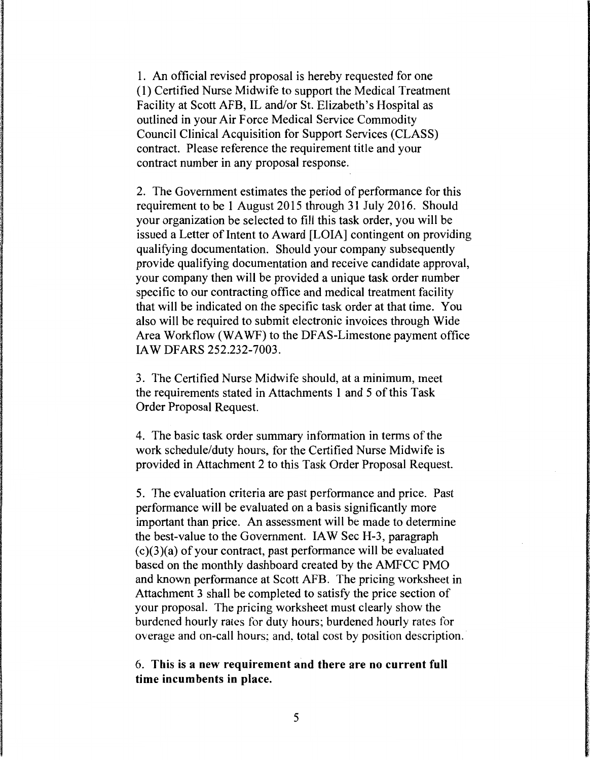1. An official revised proposal is hereby requested for one (1) Certified Nurse Midwife to support the Medical Treatment Facility at Scott AFB, IL and/or St. Elizabeth's Hospital as outlined in your Air Force Medical Service Commodity Council Clinical Acquisition for Support Services (CLASS) contract. Please reference the requirement title and your contract number in any proposal response.

2. The Government estimates the period of performance for this requirement to be 1 August 2015 through 31 July 2016. Should your organization be selected to fill this task order, you will be issued a Letter of Intent to Award [LOIA] contingent on providing qualifying documentation. Should your company subsequently provide qualifying documentation and receive candidate approval, your company then will be provided a unique task order number specific to our contracting office and medical treatment facility that will be indicated on the specific task order at that time. You also will be required to submit electronic invoices through Wide Area Workflow (WAWF) to the DFAS-Limestone payment office IAW DFARS 252.232-7003.

3. The Certified Nurse Midwife should, at a minimum, meet the requirements stated in Attachments 1 and 5 of this Task Order Proposal Request.

4. The basic task order summary information in terms of the work schedule/duty hours, for the Certified Nurse Midwife is provided in Attachment 2 to this Task Order Proposal Request.

5. The evaluation criteria are past performance and price. Past performance will be evaluated on a basis significantly more important than price. An assessment will be made to determine the best-value to the Government. IAW Sec H-3, paragraph (c)(3)(a) of your contract, past performance will be evaluated based on the monthly dashboard created by the AMFCC PMO and known performance at Scott AFB. The pricing worksheet in Attachment 3 shall be completed to satisfy the price section of your proposal. The pricing worksheet must clearly show the burdened hourly rates for duty hours; burdened hourly rates for overage and on-call hours; and, total cost by position description.

6. **This is a new requirement and there are no current full time incumbents in place.**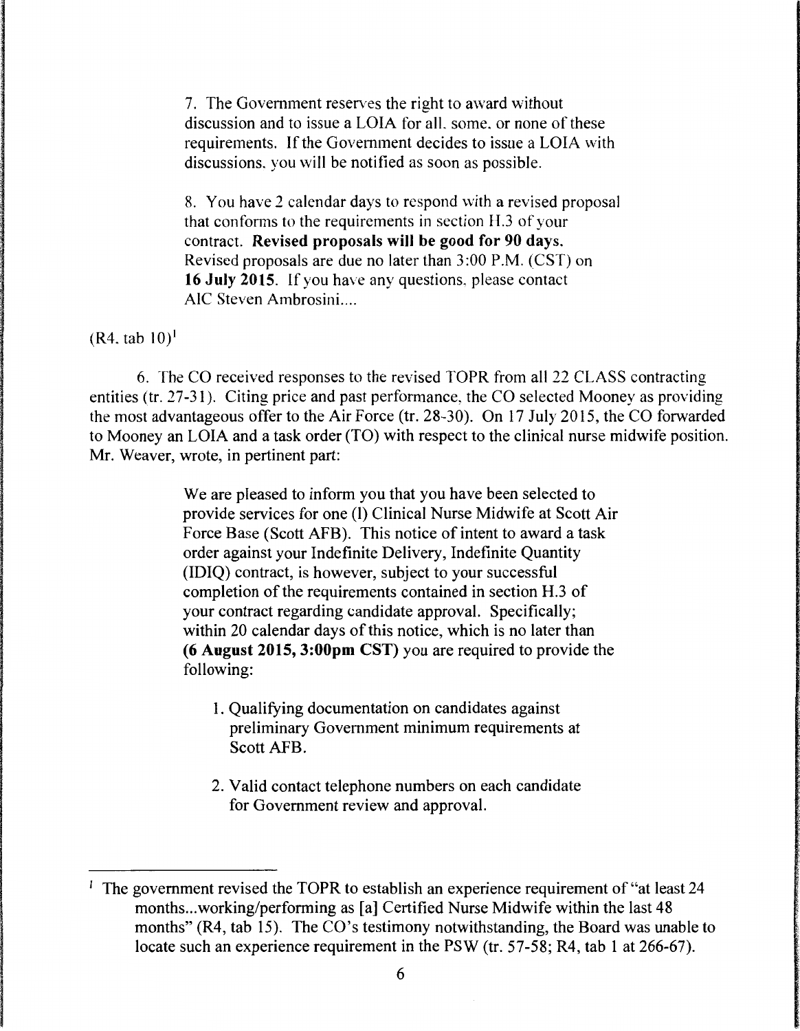> 7. The Government reserves the right to award without discussion and to issue a LOIA for all, some, or none of these requirements. If the Government decides to issue a LOIA with discussions, you will be notified as soon as possible.
>
> 8. You have 2 calendar days to respond with a revised proposal that conforms to the requirements in section H.3 of your contract. **Revised proposals will be good for 90 days.** Revised proposals are due no later than 3:00 P.M. (CST) on **16 July 2015**. If you have any questions, please contact A1C Steven Ambrosini....

(R4, tab 10)[1]

6. The CO received responses to the revised TOPR from all 22 CLASS contracting entities (tr. 27-31). Citing price and past performance, the CO selected Mooney as providing the most advantageous offer to the Air Force (tr. 28-30). On 17 July 2015, the CO forwarded to Mooney an LOIA and a task order (TO) with respect to the clinical nurse midwife position. Mr. Weaver, wrote, in pertinent part:

> We are pleased to inform you that you have been selected to provide services for one (1) Clinical Nurse Midwife at Scott Air Force Base (Scott AFB). This notice of intent to award a task order against your Indefinite Delivery, Indefinite Quantity (IDIQ) contract, is however, subject to your successful completion of the requirements contained in section H.3 of your contract regarding candidate approval. Specifically; within 20 calendar days of this notice, which is no later than **(6 August 2015, 3:00pm CST)** you are required to provide the following:
>
> 1. Qualifying documentation on candidates against preliminary Government minimum requirements at Scott AFB.
>
> 2. Valid contact telephone numbers on each candidate for Government review and approval.

---

[1] The government revised the TOPR to establish an experience requirement of "at least 24 months...working/performing as [a] Certified Nurse Midwife within the last 48 months" (R4, tab 15). The CO's testimony notwithstanding, the Board was unable to locate such an experience requirement in the PSW (tr. 57-58; R4, tab 1 at 266-67).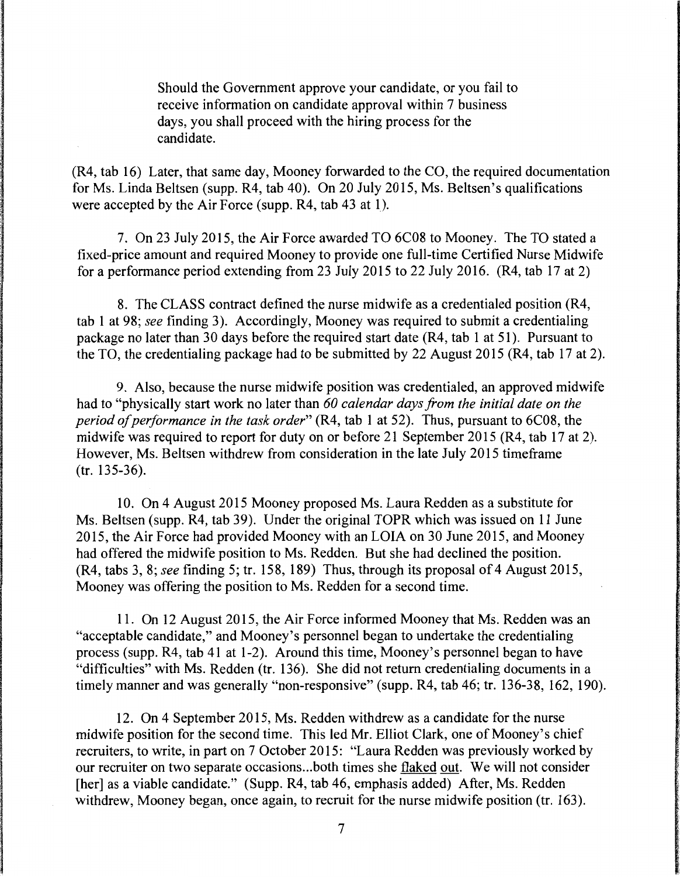> Should the Government approve your candidate, or you fail to receive information on candidate approval within 7 business days, you shall proceed with the hiring process for the candidate.

(R4, tab 16) Later, that same day, Mooney forwarded to the CO, the required documentation for Ms. Linda Beltsen (supp. R4, tab 40). On 20 July 2015, Ms. Beltsen's qualifications were accepted by the Air Force (supp. R4, tab 43 at 1).

7. On 23 July 2015, the Air Force awarded TO 6C08 to Mooney. The TO stated a fixed-price amount and required Mooney to provide one full-time Certified Nurse Midwife for a performance period extending from 23 July 2015 to 22 July 2016. (R4, tab 17 at 2)

8. The CLASS contract defined the nurse midwife as a credentialed position (R4, tab 1 at 98; *see* finding 3). Accordingly, Mooney was required to submit a credentialing package no later than 30 days before the required start date (R4, tab 1 at 51). Pursuant to the TO, the credentialing package had to be submitted by 22 August 2015 (R4, tab 17 at 2).

9. Also, because the nurse midwife position was credentialed, an approved midwife had to "physically start work no later than *60 calendar days from the initial date on the period of performance in the task order*" (R4, tab 1 at 52). Thus, pursuant to 6C08, the midwife was required to report for duty on or before 21 September 2015 (R4, tab 17 at 2). However, Ms. Beltsen withdrew from consideration in the late July 2015 timeframe (tr. 135-36).

10. On 4 August 2015 Mooney proposed Ms. Laura Redden as a substitute for Ms. Beltsen (supp. R4, tab 39). Under the original TOPR which was issued on 11 June 2015, the Air Force had provided Mooney with an LOIA on 30 June 2015, and Mooney had offered the midwife position to Ms. Redden. But she had declined the position. (R4, tabs 3, 8; *see* finding 5; tr. 158, 189) Thus, through its proposal of 4 August 2015, Mooney was offering the position to Ms. Redden for a second time.

11. On 12 August 2015, the Air Force informed Mooney that Ms. Redden was an "acceptable candidate," and Mooney's personnel began to undertake the credentialing process (supp. R4, tab 41 at 1-2). Around this time, Mooney's personnel began to have "difficulties" with Ms. Redden (tr. 136). She did not return credentialing documents in a timely manner and was generally "non-responsive" (supp. R4, tab 46; tr. 136-38, 162, 190).

12. On 4 September 2015, Ms. Redden withdrew as a candidate for the nurse midwife position for the second time. This led Mr. Elliot Clark, one of Mooney's chief recruiters, to write, in part on 7 October 2015: "Laura Redden was previously worked by our recruiter on two separate occasions...both times she <u>flaked out</u>. We will not consider [her] as a viable candidate." (Supp. R4, tab 46, emphasis added) After, Ms. Redden withdrew, Mooney began, once again, to recruit for the nurse midwife position (tr. 163).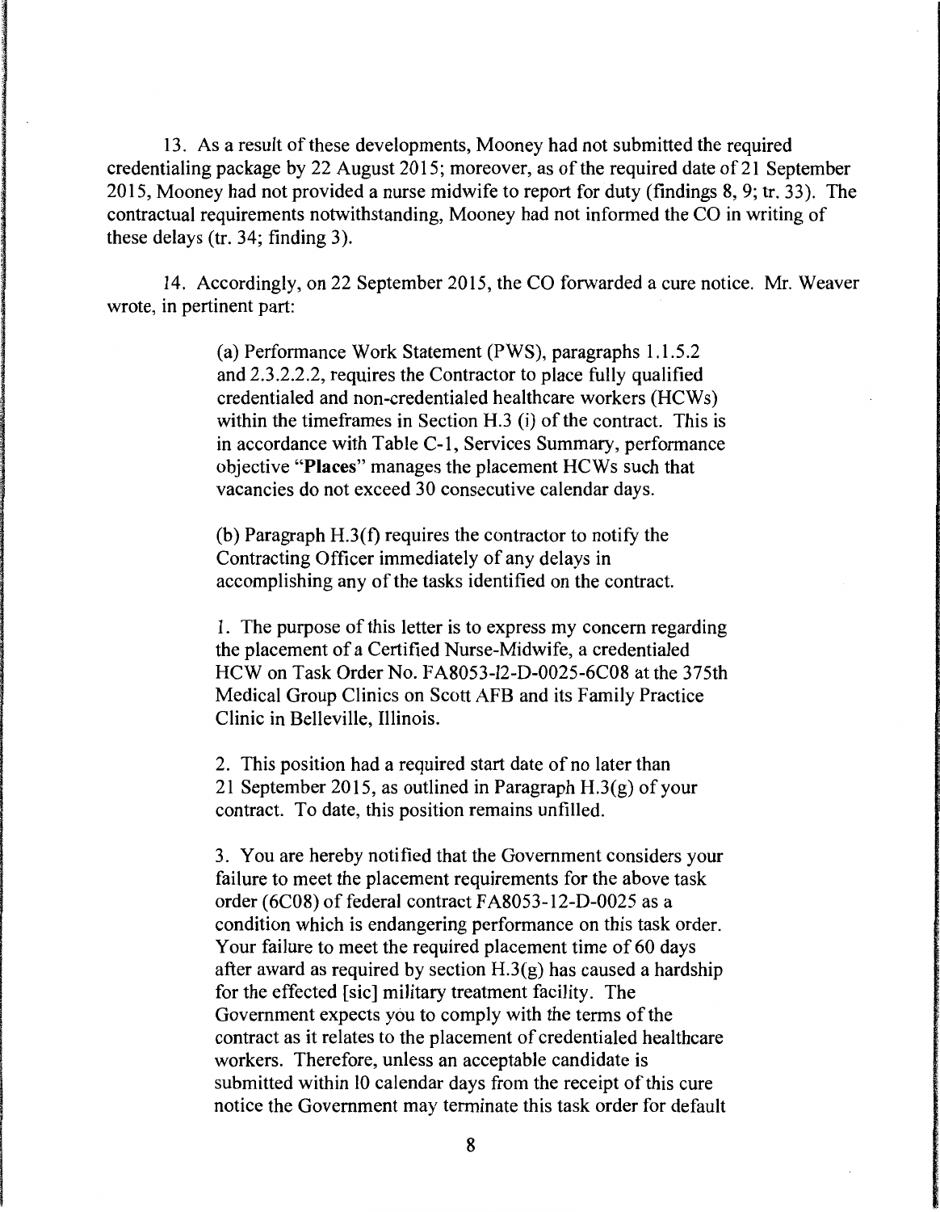13. As a result of these developments, Mooney had not submitted the required credentialing package by 22 August 2015; moreover, as of the required date of 21 September 2015, Mooney had not provided a nurse midwife to report for duty (findings 8, 9; tr. 33). The contractual requirements notwithstanding, Mooney had not informed the CO in writing of these delays (tr. 34; finding 3).

14. Accordingly, on 22 September 2015, the CO forwarded a cure notice. Mr. Weaver wrote, in pertinent part:

> (a) Performance Work Statement (PWS), paragraphs 1.1.5.2 and 2.3.2.2.2, requires the Contractor to place fully qualified credentialed and non-credentialed healthcare workers (HCWs) within the timeframes in Section H.3 (i) of the contract. This is in accordance with Table C-1, Services Summary, performance objective "**Places**" manages the placement HCWs such that vacancies do not exceed 30 consecutive calendar days.
>
> (b) Paragraph H.3(f) requires the contractor to notify the Contracting Officer immediately of any delays in accomplishing any of the tasks identified on the contract.
>
> 1. The purpose of this letter is to express my concern regarding the placement of a Certified Nurse-Midwife, a credentialed HCW on Task Order No. FA8053-I2-D-0025-6C08 at the 375th Medical Group Clinics on Scott AFB and its Family Practice Clinic in Belleville, Illinois.
>
> 2. This position had a required start date of no later than 21 September 2015, as outlined in Paragraph H.3(g) of your contract. To date, this position remains unfilled.
>
> 3. You are hereby notified that the Government considers your failure to meet the placement requirements for the above task order (6C08) of federal contract FA8053-12-D-0025 as a condition which is endangering performance on this task order. Your failure to meet the required placement time of 60 days after award as required by section H.3(g) has caused a hardship for the effected [sic] military treatment facility. The Government expects you to comply with the terms of the contract as it relates to the placement of credentialed healthcare workers. Therefore, unless an acceptable candidate is submitted within 10 calendar days from the receipt of this cure notice the Government may terminate this task order for default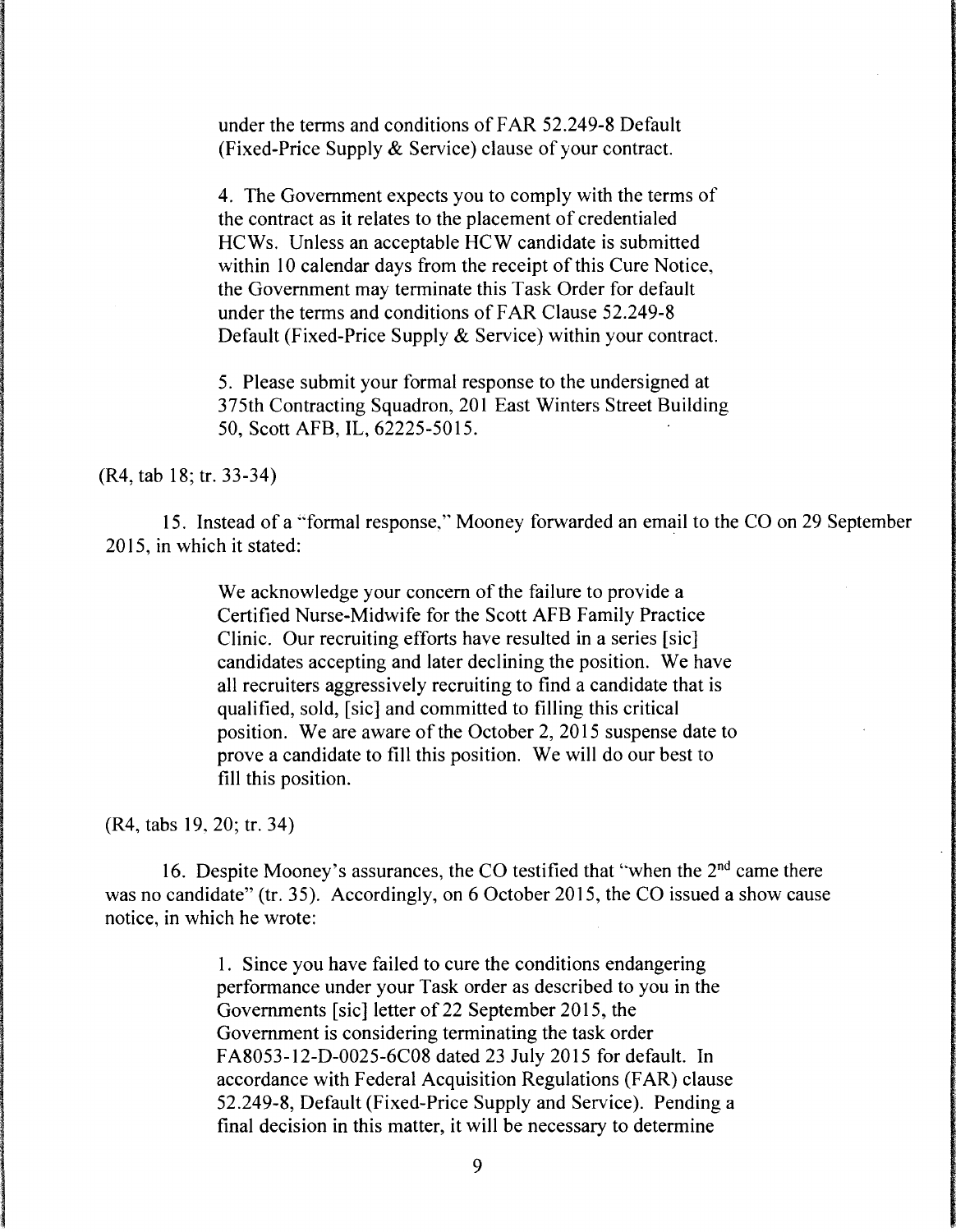under the terms and conditions of FAR 52.249-8 Default (Fixed-Price Supply & Service) clause of your contract.

> 4. The Government expects you to comply with the terms of the contract as it relates to the placement of credentialed HCWs. Unless an acceptable HCW candidate is submitted within 10 calendar days from the receipt of this Cure Notice, the Government may terminate this Task Order for default under the terms and conditions of FAR Clause 52.249-8 Default (Fixed-Price Supply & Service) within your contract.
>
> 5. Please submit your formal response to the undersigned at 375th Contracting Squadron, 201 East Winters Street Building 50, Scott AFB, IL, 62225-5015.

(R4, tab 18; tr. 33-34)

15. Instead of a "formal response," Mooney forwarded an email to the CO on 29 September 2015, in which it stated:

> We acknowledge your concern of the failure to provide a Certified Nurse-Midwife for the Scott AFB Family Practice Clinic. Our recruiting efforts have resulted in a series [sic] candidates accepting and later declining the position. We have all recruiters aggressively recruiting to find a candidate that is qualified, sold, [sic] and committed to filling this critical position. We are aware of the October 2, 2015 suspense date to prove a candidate to fill this position. We will do our best to fill this position.

(R4, tabs 19, 20; tr. 34)

16. Despite Mooney's assurances, the CO testified that "when the 2nd came there was no candidate" (tr. 35). Accordingly, on 6 October 2015, the CO issued a show cause notice, in which he wrote:

> 1. Since you have failed to cure the conditions endangering performance under your Task order as described to you in the Governments [sic] letter of 22 September 2015, the Government is considering terminating the task order FA8053-12-D-0025-6C08 dated 23 July 2015 for default. In accordance with Federal Acquisition Regulations (FAR) clause 52.249-8, Default (Fixed-Price Supply and Service). Pending a final decision in this matter, it will be necessary to determine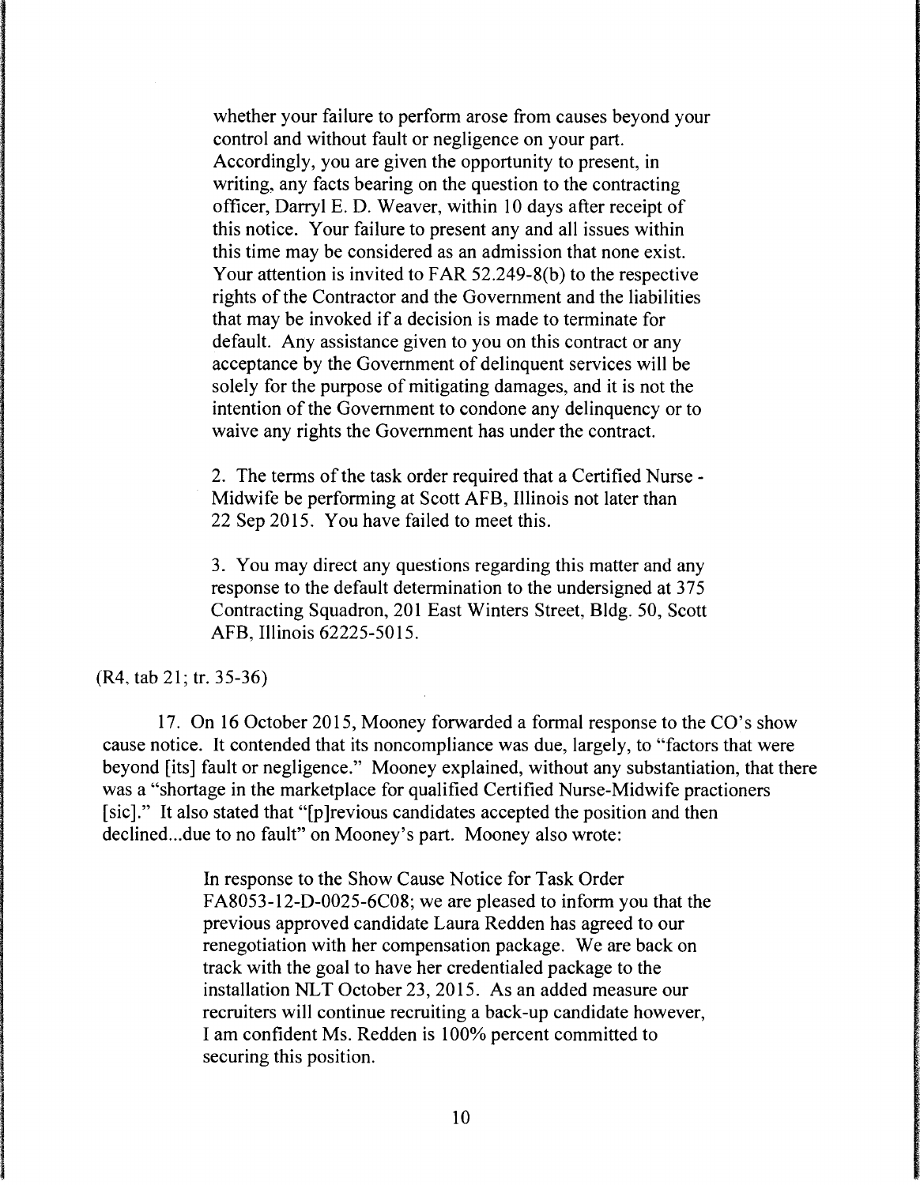> whether your failure to perform arose from causes beyond your control and without fault or negligence on your part. Accordingly, you are given the opportunity to present, in writing, any facts bearing on the question to the contracting officer, Darryl E. D. Weaver, within 10 days after receipt of this notice. Your failure to present any and all issues within this time may be considered as an admission that none exist. Your attention is invited to FAR 52.249-8(b) to the respective rights of the Contractor and the Government and the liabilities that may be invoked if a decision is made to terminate for default. Any assistance given to you on this contract or any acceptance by the Government of delinquent services will be solely for the purpose of mitigating damages, and it is not the intention of the Government to condone any delinquency or to waive any rights the Government has under the contract.
>
> 2. The terms of the task order required that a Certified Nurse - Midwife be performing at Scott AFB, Illinois not later than 22 Sep 2015. You have failed to meet this.
>
> 3. You may direct any questions regarding this matter and any response to the default determination to the undersigned at 375 Contracting Squadron, 201 East Winters Street, Bldg. 50, Scott AFB, Illinois 62225-5015.

(R4, tab 21; tr. 35-36)

17. On 16 October 2015, Mooney forwarded a formal response to the CO's show cause notice. It contended that its noncompliance was due, largely, to "factors that were beyond [its] fault or negligence." Mooney explained, without any substantiation, that there was a "shortage in the marketplace for qualified Certified Nurse-Midwife practioners [sic]." It also stated that "[p]revious candidates accepted the position and then declined...due to no fault" on Mooney's part. Mooney also wrote:

> In response to the Show Cause Notice for Task Order FA8053-12-D-0025-6C08; we are pleased to inform you that the previous approved candidate Laura Redden has agreed to our renegotiation with her compensation package. We are back on track with the goal to have her credentialed package to the installation NLT October 23, 2015. As an added measure our recruiters will continue recruiting a back-up candidate however, I am confident Ms. Redden is 100% percent committed to securing this position.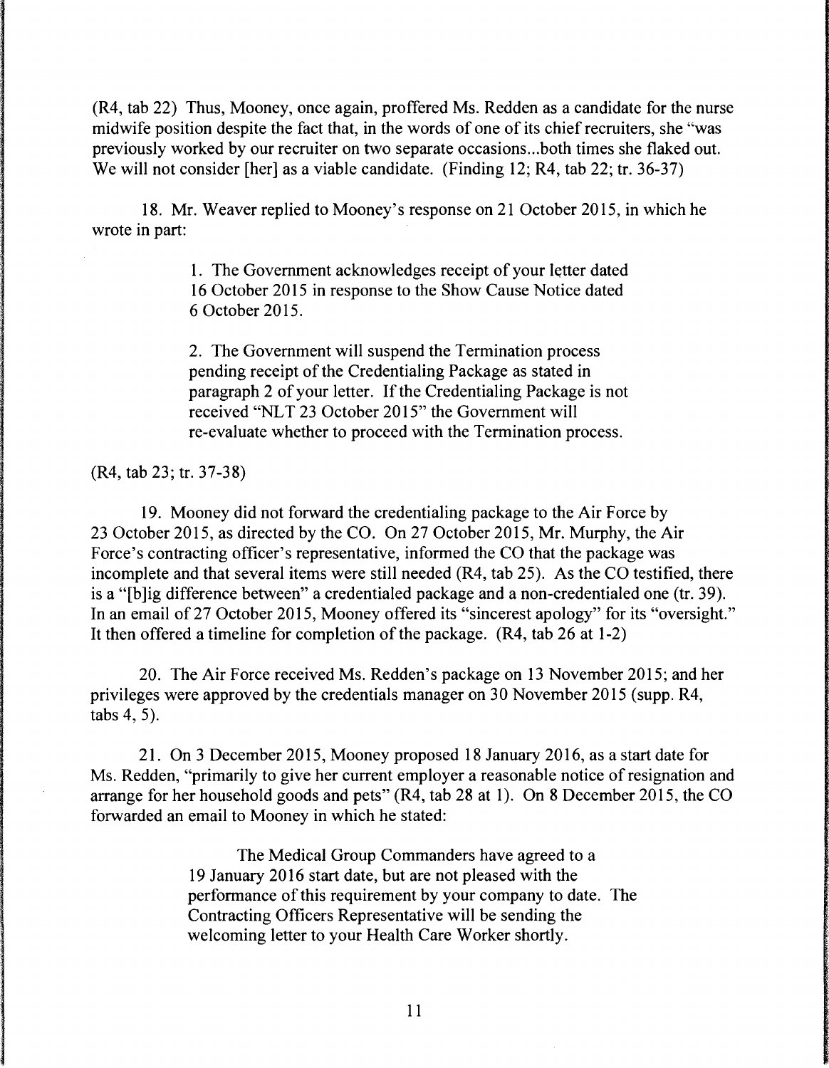(R4, tab 22) Thus, Mooney, once again, proffered Ms. Redden as a candidate for the nurse midwife position despite the fact that, in the words of one of its chief recruiters, she "was previously worked by our recruiter on two separate occasions...both times she flaked out. We will not consider [her] as a viable candidate. (Finding 12; R4, tab 22; tr. 36-37)

18. Mr. Weaver replied to Mooney's response on 21 October 2015, in which he wrote in part:

> 1. The Government acknowledges receipt of your letter dated 16 October 2015 in response to the Show Cause Notice dated 6 October 2015.
>
> 2. The Government will suspend the Termination process pending receipt of the Credentialing Package as stated in paragraph 2 of your letter. If the Credentialing Package is not received "NLT 23 October 2015" the Government will re-evaluate whether to proceed with the Termination process.

(R4, tab 23; tr. 37-38)

19. Mooney did not forward the credentialing package to the Air Force by 23 October 2015, as directed by the CO. On 27 October 2015, Mr. Murphy, the Air Force's contracting officer's representative, informed the CO that the package was incomplete and that several items were still needed (R4, tab 25). As the CO testified, there is a "[b]ig difference between" a credentialed package and a non-credentialed one (tr. 39). In an email of 27 October 2015, Mooney offered its "sincerest apology" for its "oversight." It then offered a timeline for completion of the package. (R4, tab 26 at 1-2)

20. The Air Force received Ms. Redden's package on 13 November 2015; and her privileges were approved by the credentials manager on 30 November 2015 (supp. R4, tabs 4, 5).

21. On 3 December 2015, Mooney proposed 18 January 2016, as a start date for Ms. Redden, "primarily to give her current employer a reasonable notice of resignation and arrange for her household goods and pets" (R4, tab 28 at 1). On 8 December 2015, the CO forwarded an email to Mooney in which he stated:

> The Medical Group Commanders have agreed to a 19 January 2016 start date, but are not pleased with the performance of this requirement by your company to date. The Contracting Officers Representative will be sending the welcoming letter to your Health Care Worker shortly.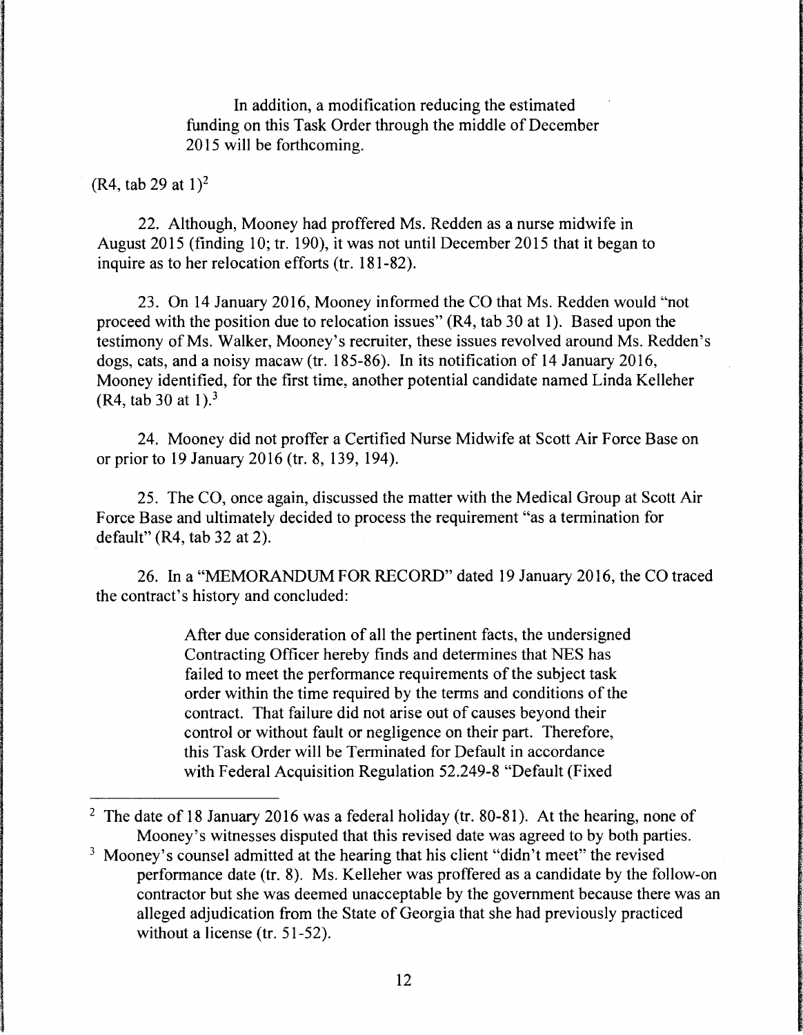> In addition, a modification reducing the estimated funding on this Task Order through the middle of December 2015 will be forthcoming.

(R4, tab 29 at 1)[2]

22. Although, Mooney had proffered Ms. Redden as a nurse midwife in August 2015 (finding 10; tr. 190), it was not until December 2015 that it began to inquire as to her relocation efforts (tr. 181-82).

23. On 14 January 2016, Mooney informed the CO that Ms. Redden would "not proceed with the position due to relocation issues" (R4, tab 30 at 1). Based upon the testimony of Ms. Walker, Mooney's recruiter, these issues revolved around Ms. Redden's dogs, cats, and a noisy macaw (tr. 185-86). In its notification of 14 January 2016, Mooney identified, for the first time, another potential candidate named Linda Kelleher (R4, tab 30 at 1).[3]

24. Mooney did not proffer a Certified Nurse Midwife at Scott Air Force Base on or prior to 19 January 2016 (tr. 8, 139, 194).

25. The CO, once again, discussed the matter with the Medical Group at Scott Air Force Base and ultimately decided to process the requirement "as a termination for default" (R4, tab 32 at 2).

26. In a "MEMORANDUM FOR RECORD" dated 19 January 2016, the CO traced the contract's history and concluded:

> After due consideration of all the pertinent facts, the undersigned Contracting Officer hereby finds and determines that NES has failed to meet the performance requirements of the subject task order within the time required by the terms and conditions of the contract. That failure did not arise out of causes beyond their control or without fault or negligence on their part. Therefore, this Task Order will be Terminated for Default in accordance with Federal Acquisition Regulation 52.249-8 "Default (Fixed

---

[2] The date of 18 January 2016 was a federal holiday (tr. 80-81). At the hearing, none of Mooney's witnesses disputed that this revised date was agreed to by both parties.

[3] Mooney's counsel admitted at the hearing that his client "didn't meet" the revised performance date (tr. 8). Ms. Kelleher was proffered as a candidate by the follow-on contractor but she was deemed unacceptable by the government because there was an alleged adjudication from the State of Georgia that she had previously practiced without a license (tr. 51-52).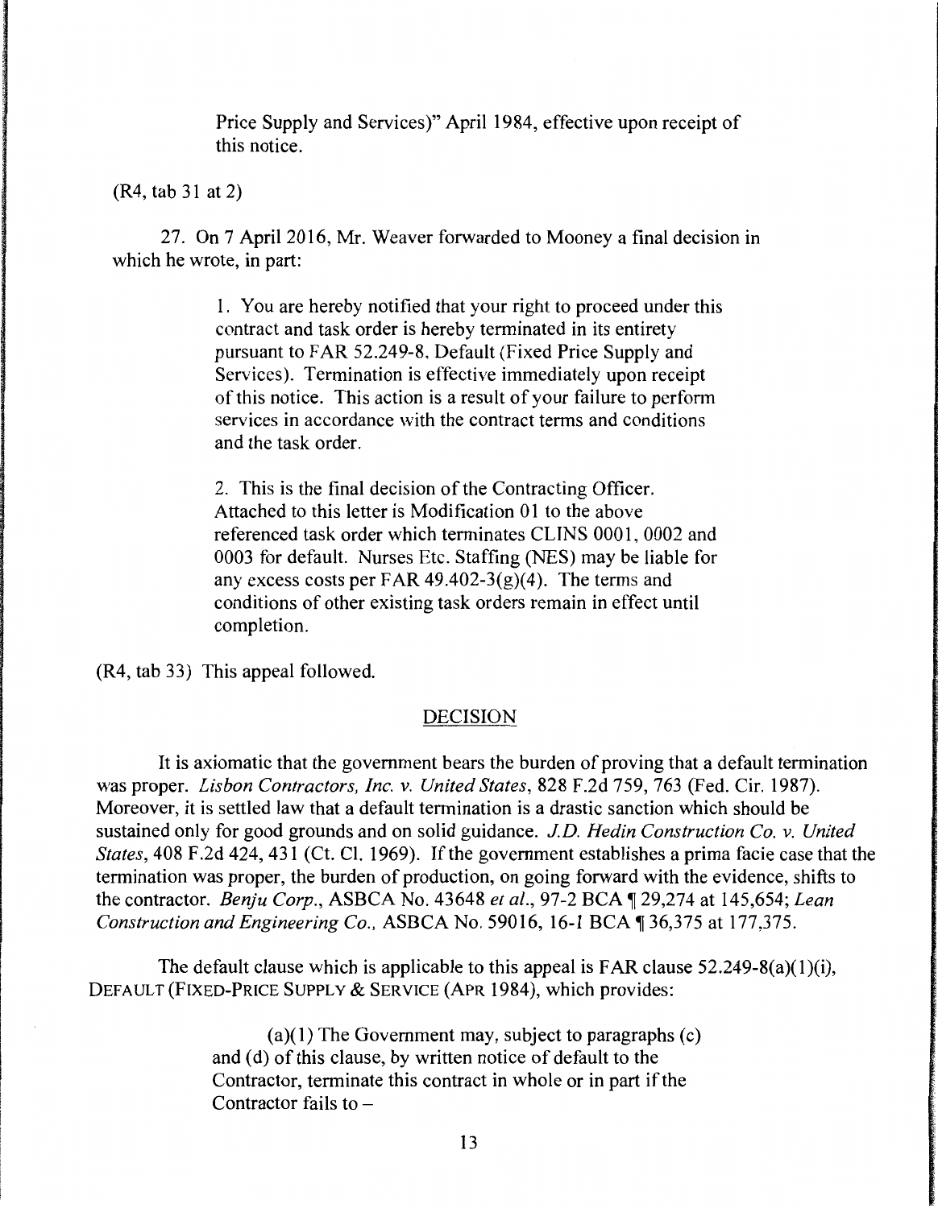> Price Supply and Services)" April 1984, effective upon receipt of this notice.

(R4, tab 31 at 2)

27. On 7 April 2016, Mr. Weaver forwarded to Mooney a final decision in which he wrote, in part:

> 1. You are hereby notified that your right to proceed under this contract and task order is hereby terminated in its entirety pursuant to FAR 52.249-8, Default (Fixed Price Supply and Services). Termination is effective immediately upon receipt of this notice. This action is a result of your failure to perform services in accordance with the contract terms and conditions and the task order.
>
> 2. This is the final decision of the Contracting Officer. Attached to this letter is Modification 01 to the above referenced task order which terminates CLINS 0001, 0002 and 0003 for default. Nurses Etc. Staffing (NES) may be liable for any excess costs per FAR 49.402-3(g)(4). The terms and conditions of other existing task orders remain in effect until completion.

(R4, tab 33) This appeal followed.

## DECISION

It is axiomatic that the government bears the burden of proving that a default termination was proper. *Lisbon Contractors, Inc. v. United States*, 828 F.2d 759, 763 (Fed. Cir. 1987). Moreover, it is settled law that a default termination is a drastic sanction which should be sustained only for good grounds and on solid guidance. *J.D. Hedin Construction Co. v. United States*, 408 F.2d 424, 431 (Ct. Cl. 1969). If the government establishes a prima facie case that the termination was proper, the burden of production, on going forward with the evidence, shifts to the contractor. *Benju Corp.*, ASBCA No. 43648 *et al.*, 97-2 BCA ¶ 29,274 at 145,654; *Lean Construction and Engineering Co.*, ASBCA No. 59016, 16-1 BCA ¶ 36,375 at 177,375.

The default clause which is applicable to this appeal is FAR clause 52.249-8(a)(1)(i), DEFAULT (FIXED-PRICE SUPPLY & SERVICE (APR 1984), which provides:

> (a)(1) The Government may, subject to paragraphs (c) and (d) of this clause, by written notice of default to the Contractor, terminate this contract in whole or in part if the Contractor fails to –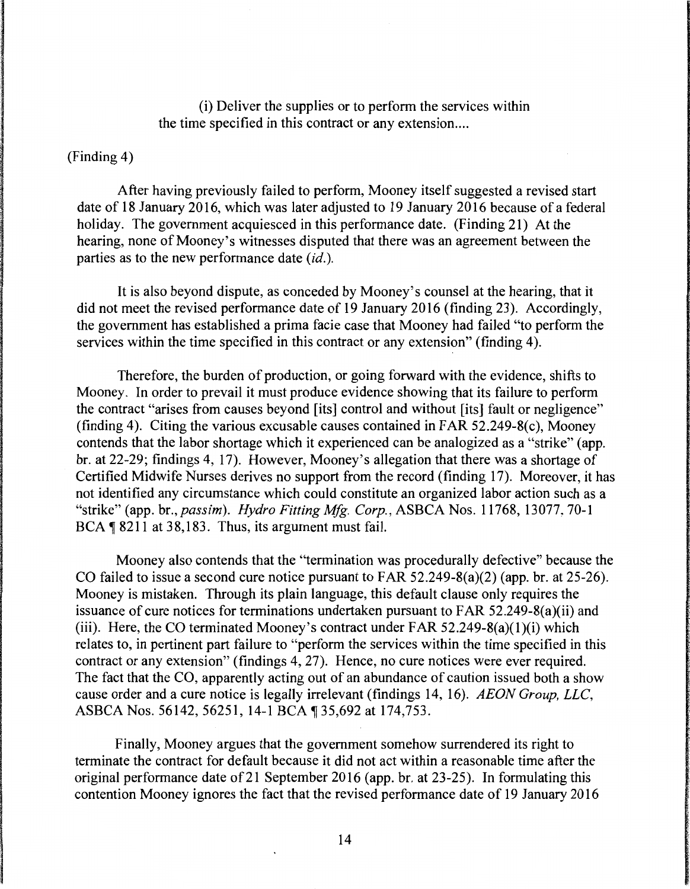(i) Deliver the supplies or to perform the services within the time specified in this contract or any extension....

(Finding 4)

After having previously failed to perform, Mooney itself suggested a revised start date of 18 January 2016, which was later adjusted to 19 January 2016 because of a federal holiday. The government acquiesced in this performance date. (Finding 21) At the hearing, none of Mooney's witnesses disputed that there was an agreement between the parties as to the new performance date (*id.*).

It is also beyond dispute, as conceded by Mooney's counsel at the hearing, that it did not meet the revised performance date of 19 January 2016 (finding 23). Accordingly, the government has established a prima facie case that Mooney had failed "to perform the services within the time specified in this contract or any extension" (finding 4).

Therefore, the burden of production, or going forward with the evidence, shifts to Mooney. In order to prevail it must produce evidence showing that its failure to perform the contract "arises from causes beyond [its] control and without [its] fault or negligence" (finding 4). Citing the various excusable causes contained in FAR 52.249-8(c), Mooney contends that the labor shortage which it experienced can be analogized as a "strike" (app. br. at 22-29; findings 4, 17). However, Mooney's allegation that there was a shortage of Certified Midwife Nurses derives no support from the record (finding 17). Moreover, it has not identified any circumstance which could constitute an organized labor action such as a "strike" (app. br., *passim*). *Hydro Fitting Mfg. Corp.*, ASBCA Nos. 11768, 13077, 70-1 BCA ¶ 8211 at 38,183. Thus, its argument must fail.

Mooney also contends that the "termination was procedurally defective" because the CO failed to issue a second cure notice pursuant to FAR 52.249-8(a)(2) (app. br. at 25-26). Mooney is mistaken. Through its plain language, this default clause only requires the issuance of cure notices for terminations undertaken pursuant to FAR 52.249-8(a)(ii) and (iii). Here, the CO terminated Mooney's contract under FAR 52.249-8(a)(1)(i) which relates to, in pertinent part failure to "perform the services within the time specified in this contract or any extension" (findings 4, 27). Hence, no cure notices were ever required. The fact that the CO, apparently acting out of an abundance of caution issued both a show cause order and a cure notice is legally irrelevant (findings 14, 16). *AEON Group, LLC*, ASBCA Nos. 56142, 56251, 14-1 BCA ¶ 35,692 at 174,753.

Finally, Mooney argues that the government somehow surrendered its right to terminate the contract for default because it did not act within a reasonable time after the original performance date of 21 September 2016 (app. br. at 23-25). In formulating this contention Mooney ignores the fact that the revised performance date of 19 January 2016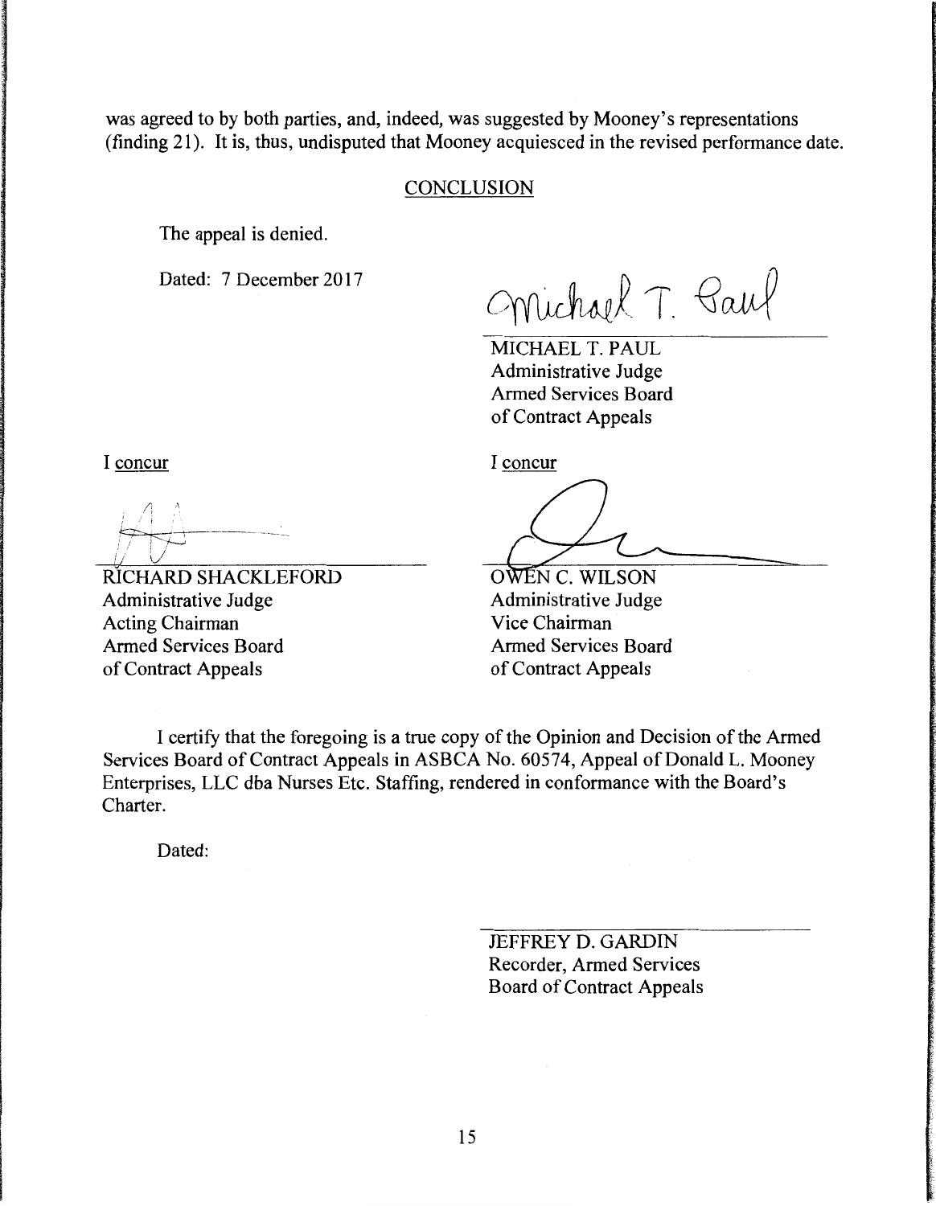was agreed to by both parties, and, indeed, was suggested by Mooney's representations (finding 21). It is, thus, undisputed that Mooney acquiesced in the revised performance date.

## CONCLUSION

The appeal is denied.

Dated: 7 December 2017

MICHAEL T. PAUL
Administrative Judge
Armed Services Board
of Contract Appeals

I concur

RICHARD SHACKLEFORD
Administrative Judge
Acting Chairman
Armed Services Board
of Contract Appeals

I concur

OWEN C. WILSON
Administrative Judge
Vice Chairman
Armed Services Board
of Contract Appeals

I certify that the foregoing is a true copy of the Opinion and Decision of the Armed Services Board of Contract Appeals in ASBCA No. 60574, Appeal of Donald L. Mooney Enterprises, LLC dba Nurses Etc. Staffing, rendered in conformance with the Board's Charter.

Dated:

JEFFREY D. GARDIN
Recorder, Armed Services
Board of Contract Appeals